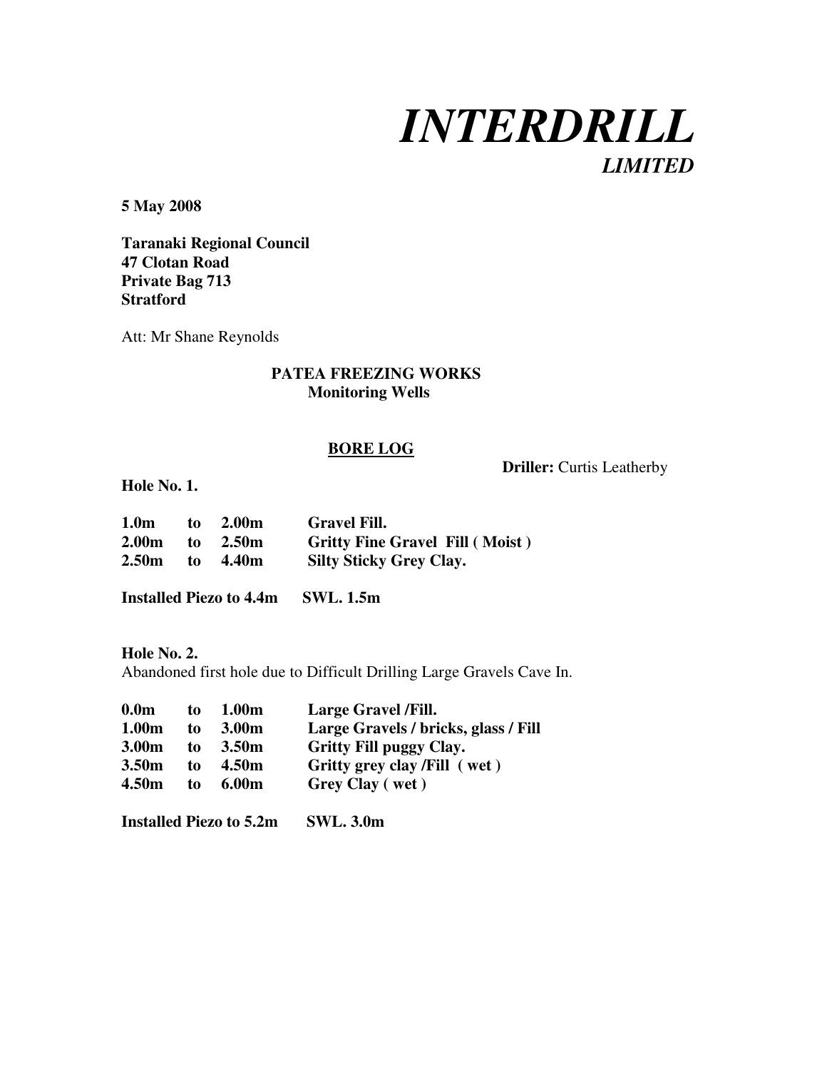# *INTERDRILL*

***LIMITED***

**5 May 2008**

**Taranaki Regional Council**
**47 Clotan Road**
**Private Bag 713**
**Stratford**

Att: Mr Shane Reynolds

**PATEA FREEZING WORKS**
**Monitoring Wells**

## BORE LOG

**Driller:** Curtis Leatherby

**Hole No. 1.**

| | | | |
|---|---|---|---|
| **1.0m** | **to** | **2.00m** | **Gravel Fill.** |
| **2.00m** | **to** | **2.50m** | **Gritty Fine Gravel Fill ( Moist )** |
| **2.50m** | **to** | **4.40m** | **Silty Sticky Grey Clay.** |

**Installed Piezo to 4.4m SWL. 1.5m**

**Hole No. 2.**
Abandoned first hole due to Difficult Drilling Large Gravels Cave In.

| | | | |
|---|---|---|---|
| **0.0m** | **to** | **1.00m** | **Large Gravel /Fill.** |
| **1.00m** | **to** | **3.00m** | **Large Gravels / bricks, glass / Fill** |
| **3.00m** | **to** | **3.50m** | **Gritty Fill puggy Clay.** |
| **3.50m** | **to** | **4.50m** | **Gritty grey clay /Fill ( wet )** |
| **4.50m** | **to** | **6.00m** | **Grey Clay ( wet )** |

**Installed Piezo to 5.2m SWL. 3.0m**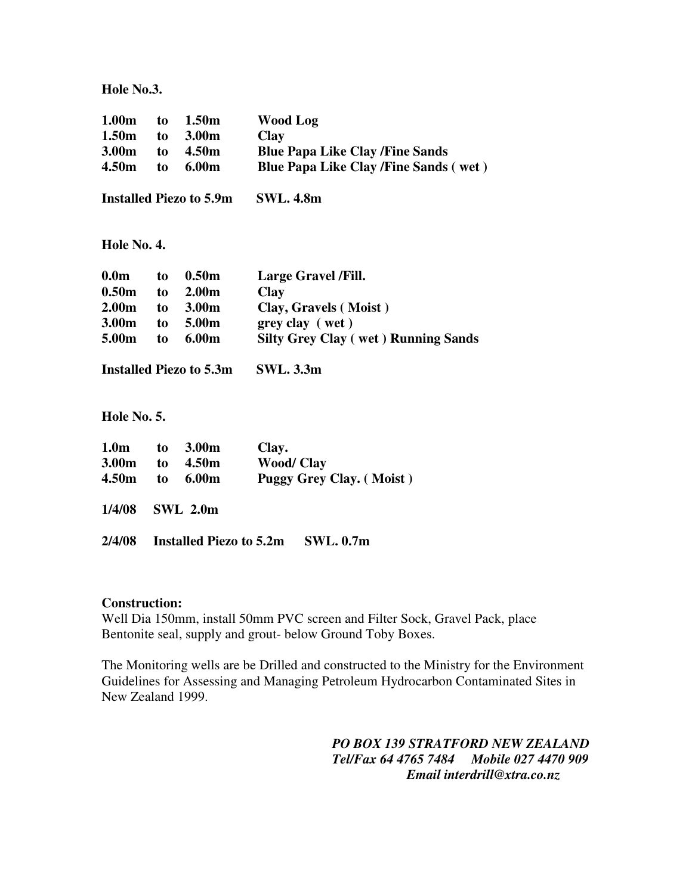**Hole No.3.**

| | | | |
|---|---|---|---|
| **1.00m** | **to** | **1.50m** | **Wood Log** |
| **1.50m** | **to** | **3.00m** | **Clay** |
| **3.00m** | **to** | **4.50m** | **Blue Papa Like Clay /Fine Sands** |
| **4.50m** | **to** | **6.00m** | **Blue Papa Like Clay /Fine Sands ( wet )** |

**Installed Piezo to 5.9m SWL. 4.8m**

**Hole No. 4.**

| | | | |
|---|---|---|---|
| **0.0m** | **to** | **0.50m** | **Large Gravel /Fill.** |
| **0.50m** | **to** | **2.00m** | **Clay** |
| **2.00m** | **to** | **3.00m** | **Clay, Gravels ( Moist )** |
| **3.00m** | **to** | **5.00m** | **grey clay ( wet )** |
| **5.00m** | **to** | **6.00m** | **Silty Grey Clay ( wet ) Running Sands** |

**Installed Piezo to 5.3m SWL. 3.3m**

**Hole No. 5.**

| | | | |
|---|---|---|---|
| **1.0m** | **to** | **3.00m** | **Clay.** |
| **3.00m** | **to** | **4.50m** | **Wood/ Clay** |
| **4.50m** | **to** | **6.00m** | **Puggy Grey Clay. ( Moist )** |

**1/4/08 SWL 2.0m**

**2/4/08 Installed Piezo to 5.2m SWL. 0.7m**

**Construction:**

Well Dia 150mm, install 50mm PVC screen and Filter Sock, Gravel Pack, place Bentonite seal, supply and grout- below Ground Toby Boxes.

The Monitoring wells are be Drilled and constructed to the Ministry for the Environment Guidelines for Assessing and Managing Petroleum Hydrocarbon Contaminated Sites in New Zealand 1999.

***PO BOX 139 STRATFORD NEW ZEALAND***
***Tel/Fax 64 4765 7484 Mobile 027 4470 909***
***Email interdrill@xtra.co.nz***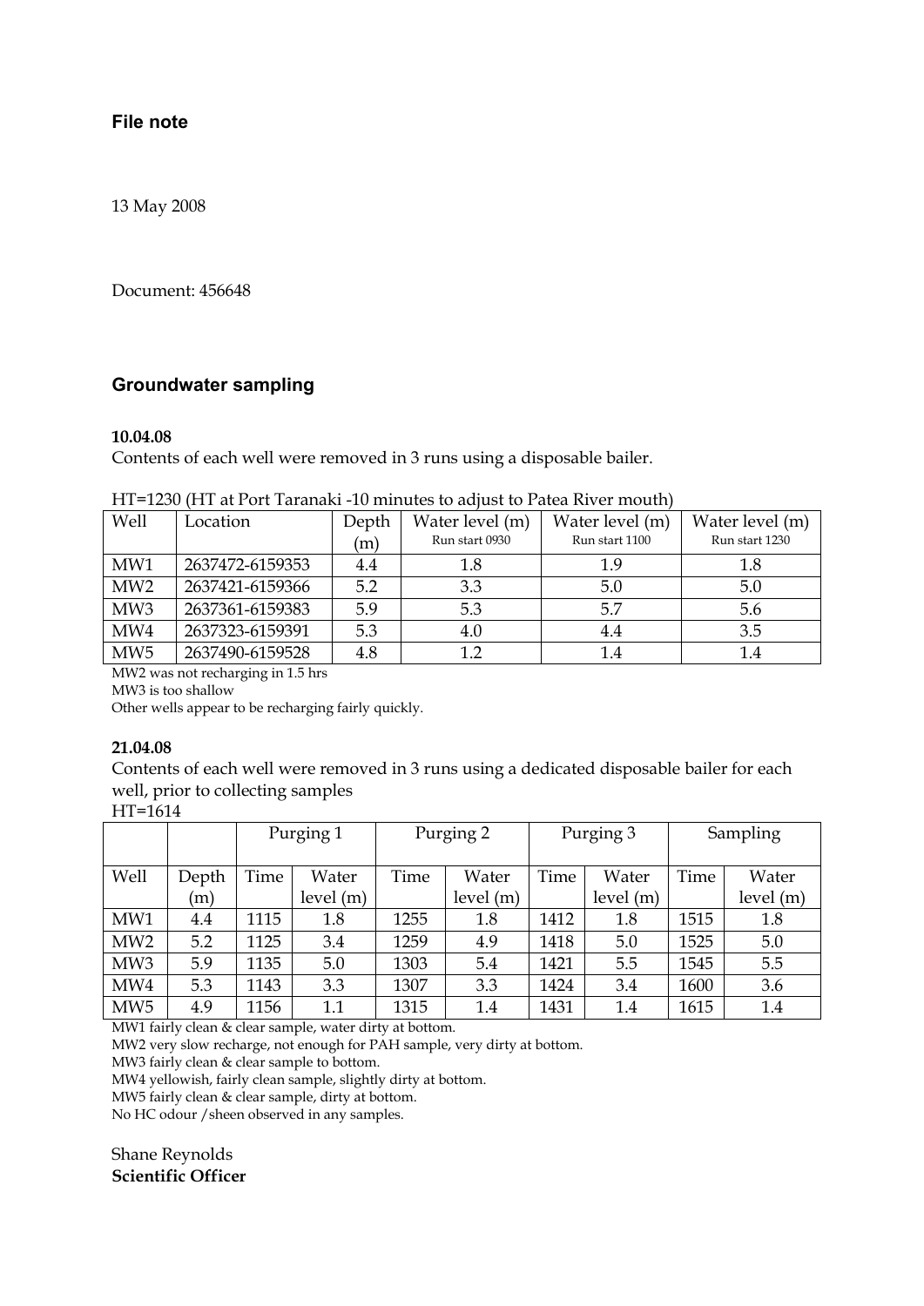## File note

13 May 2008

Document: 456648

## Groundwater sampling

**10.04.08**

Contents of each well were removed in 3 runs using a disposable bailer.

HT=1230 (HT at Port Taranaki -10 minutes to adjust to Patea River mouth)

| Well | Location | Depth (m) | Water level (m) Run start 0930 | Water level (m) Run start 1100 | Water level (m) Run start 1230 |
|---|---|---|---|---|---|
| MW1 | 2637472-6159353 | 4.4 | 1.8 | 1.9 | 1.8 |
| MW2 | 2637421-6159366 | 5.2 | 3.3 | 5.0 | 5.0 |
| MW3 | 2637361-6159383 | 5.9 | 5.3 | 5.7 | 5.6 |
| MW4 | 2637323-6159391 | 5.3 | 4.0 | 4.4 | 3.5 |
| MW5 | 2637490-6159528 | 4.8 | 1.2 | 1.4 | 1.4 |

MW2 was not recharging in 1.5 hrs

MW3 is too shallow

Other wells appear to be recharging fairly quickly.

**21.04.08**

Contents of each well were removed in 3 runs using a dedicated disposable bailer for each well, prior to collecting samples

HT=1614

| | | Purging 1 | | Purging 2 | | Purging 3 | | Sampling | |
|---|---|---|---|---|---|---|---|---|---|
| Well | Depth (m) | Time | Water level (m) | Time | Water level (m) | Time | Water level (m) | Time | Water level (m) |
| MW1 | 4.4 | 1115 | 1.8 | 1255 | 1.8 | 1412 | 1.8 | 1515 | 1.8 |
| MW2 | 5.2 | 1125 | 3.4 | 1259 | 4.9 | 1418 | 5.0 | 1525 | 5.0 |
| MW3 | 5.9 | 1135 | 5.0 | 1303 | 5.4 | 1421 | 5.5 | 1545 | 5.5 |
| MW4 | 5.3 | 1143 | 3.3 | 1307 | 3.3 | 1424 | 3.4 | 1600 | 3.6 |
| MW5 | 4.9 | 1156 | 1.1 | 1315 | 1.4 | 1431 | 1.4 | 1615 | 1.4 |

MW1 fairly clean & clear sample, water dirty at bottom.

MW2 very slow recharge, not enough for PAH sample, very dirty at bottom.

MW3 fairly clean & clear sample to bottom.

MW4 yellowish, fairly clean sample, slightly dirty at bottom.

MW5 fairly clean & clear sample, dirty at bottom.

No HC odour /sheen observed in any samples.

Shane Reynolds
**Scientific Officer**